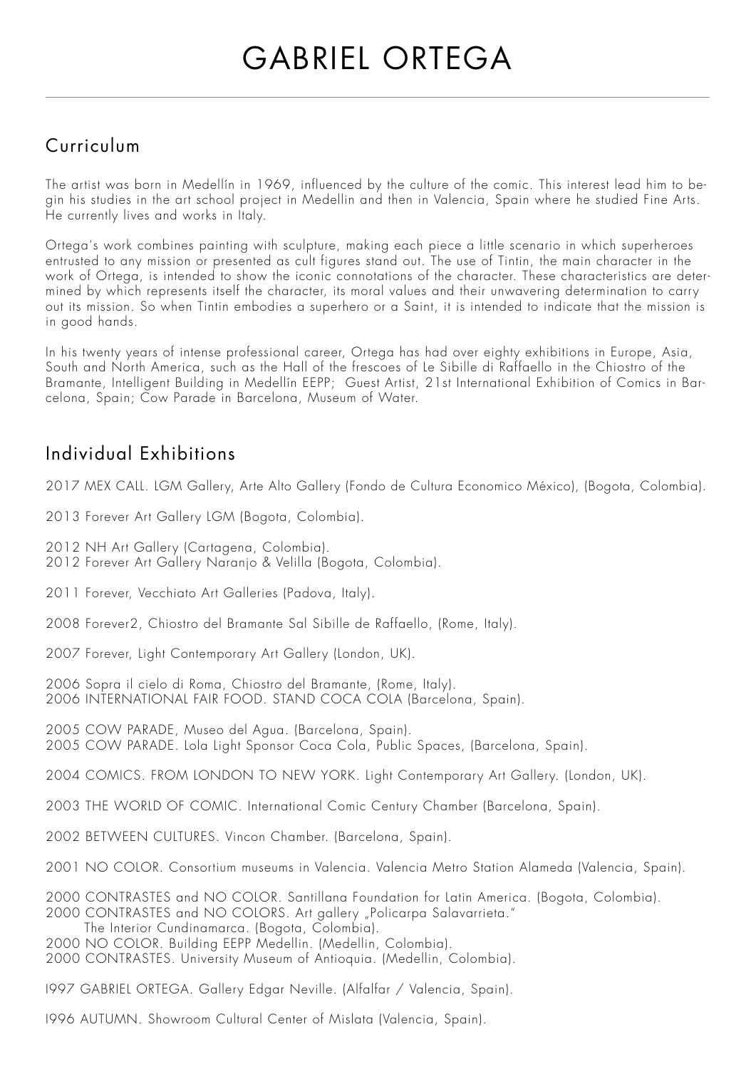# GABRIEL ORTEGA

## Curriculum

The artist was born in Medellín in 1969, influenced by the culture of the comic. This interest lead him to begin his studies in the art school project in Medellin and then in Valencia, Spain where he studied Fine Arts. He currently lives and works in Italy.

Ortega's work combines painting with sculpture, making each piece a little scenario in which superheroes entrusted to any mission or presented as cult figures stand out. The use of Tintin, the main character in the work of Ortega, is intended to show the iconic connotations of the character. These characteristics are determined by which represents itself the character, its moral values and their unwavering determination to carry out its mission. So when Tintin embodies a superhero or a Saint, it is intended to indicate that the mission is in good hands.

In his twenty years of intense professional career, Ortega has had over eighty exhibitions in Europe, Asia, South and North America, such as the Hall of the frescoes of Le Sibille di Raffaello in the Chiostro of the Bramante, Intelligent Building in Medellín EEPP; Guest Artist, 21st International Exhibition of Comics in Barcelona, Spain; Cow Parade in Barcelona, Museum of Water.

## Individual Exhibitions

2017 MEX CALL. LGM Gallery, Arte Alto Gallery (Fondo de Cultura Economico México), (Bogota, Colombia).

2013 Forever Art Gallery LGM (Bogota, Colombia).

2012 NH Art Gallery (Cartagena, Colombia).
2012 Forever Art Gallery Naranjo & Velilla (Bogota, Colombia).

2011 Forever, Vecchiato Art Galleries (Padova, Italy).

2008 Forever2, Chiostro del Bramante Sal Sibille de Raffaello, (Rome, Italy).

2007 Forever, Light Contemporary Art Gallery (London, UK).

2006 Sopra il cielo di Roma, Chiostro del Bramante, (Rome, Italy).
2006 INTERNATIONAL FAIR FOOD. STAND COCA COLA (Barcelona, Spain).

2005 COW PARADE, Museo del Agua. (Barcelona, Spain).
2005 COW PARADE. Lola Light Sponsor Coca Cola, Public Spaces, (Barcelona, Spain).

2004 COMICS. FROM LONDON TO NEW YORK. Light Contemporary Art Gallery. (London, UK).

2003 THE WORLD OF COMIC. International Comic Century Chamber (Barcelona, Spain).

2002 BETWEEN CULTURES. Vincon Chamber. (Barcelona, Spain).

2001 NO COLOR. Consortium museums in Valencia. Valencia Metro Station Alameda (Valencia, Spain).

2000 CONTRASTES and NO COLOR. Santillana Foundation for Latin America. (Bogota, Colombia).
2000 CONTRASTES and NO COLORS. Art gallery „Policarpa Salavarrieta."
The Interior Cundinamarca. (Bogota, Colombia).
2000 NO COLOR. Building EEPP Medellin. (Medellin, Colombia).
2000 CONTRASTES. University Museum of Antioquia. (Medellin, Colombia).

1997 GABRIEL ORTEGA. Gallery Edgar Neville. (Alfalfar / Valencia, Spain).

1996 AUTUMN. Showroom Cultural Center of Mislata (Valencia, Spain).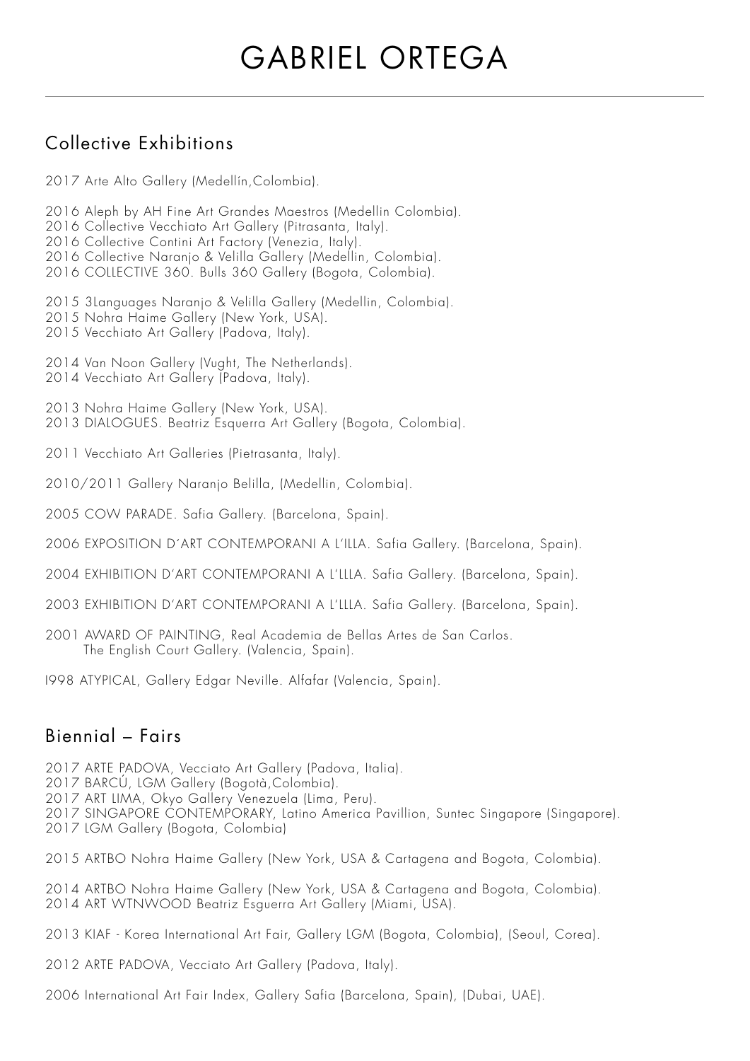# GABRIEL ORTEGA

## Collective Exhibitions

2017 Arte Alto Gallery (Medellín,Colombia).

2016 Aleph by AH Fine Art Grandes Maestros (Medellin Colombia).
2016 Collective Vecchiato Art Gallery (Pitrasanta, Italy).
2016 Collective Contini Art Factory (Venezia, Italy).
2016 Collective Naranjo & Velilla Gallery (Medellin, Colombia).
2016 COLLECTIVE 360. Bulls 360 Gallery (Bogota, Colombia).

2015 3Languages Naranjo & Velilla Gallery (Medellin, Colombia).
2015 Nohra Haime Gallery (New York, USA).
2015 Vecchiato Art Gallery (Padova, Italy).

2014 Van Noon Gallery (Vught, The Netherlands).
2014 Vecchiato Art Gallery (Padova, Italy).

2013 Nohra Haime Gallery (New York, USA).
2013 DIALOGUES. Beatriz Esquerra Art Gallery (Bogota, Colombia).

2011 Vecchiato Art Galleries (Pietrasanta, Italy).

2010/2011 Gallery Naranjo Belilla, (Medellin, Colombia).

2005 COW PARADE. Safia Gallery. (Barcelona, Spain).

2006 EXPOSITION D´ART CONTEMPORANI A L'ILLA. Safia Gallery. (Barcelona, Spain).

2004 EXHIBITION D'ART CONTEMPORANI A L'LLLA. Safia Gallery. (Barcelona, Spain).

2003 EXHIBITION D'ART CONTEMPORANI A L'LLLA. Safia Gallery. (Barcelona, Spain).

2001 AWARD OF PAINTING, Real Academia de Bellas Artes de San Carlos.
The English Court Gallery. (Valencia, Spain).

I998 ATYPICAL, Gallery Edgar Neville. Alfafar (Valencia, Spain).

## Biennial – Fairs

2017 ARTE PADOVA, Vecciato Art Gallery (Padova, Italia).
2017 BARCÚ, LGM Gallery (Bogotà,Colombia).
2017 ART LIMA, Okyo Gallery Venezuela (Lima, Peru).
2017 SINGAPORE CONTEMPORARY, Latino America Pavillion, Suntec Singapore (Singapore).
2017 LGM Gallery (Bogota, Colombia)

2015 ARTBO Nohra Haime Gallery (New York, USA & Cartagena and Bogota, Colombia).

2014 ARTBO Nohra Haime Gallery (New York, USA & Cartagena and Bogota, Colombia).
2014 ART WTNWOOD Beatriz Esguerra Art Gallery (Miami, USA).

2013 KIAF - Korea International Art Fair, Gallery LGM (Bogota, Colombia), (Seoul, Corea).

2012 ARTE PADOVA, Vecciato Art Gallery (Padova, Italy).

2006 International Art Fair Index, Gallery Safia (Barcelona, Spain), (Dubai, UAE).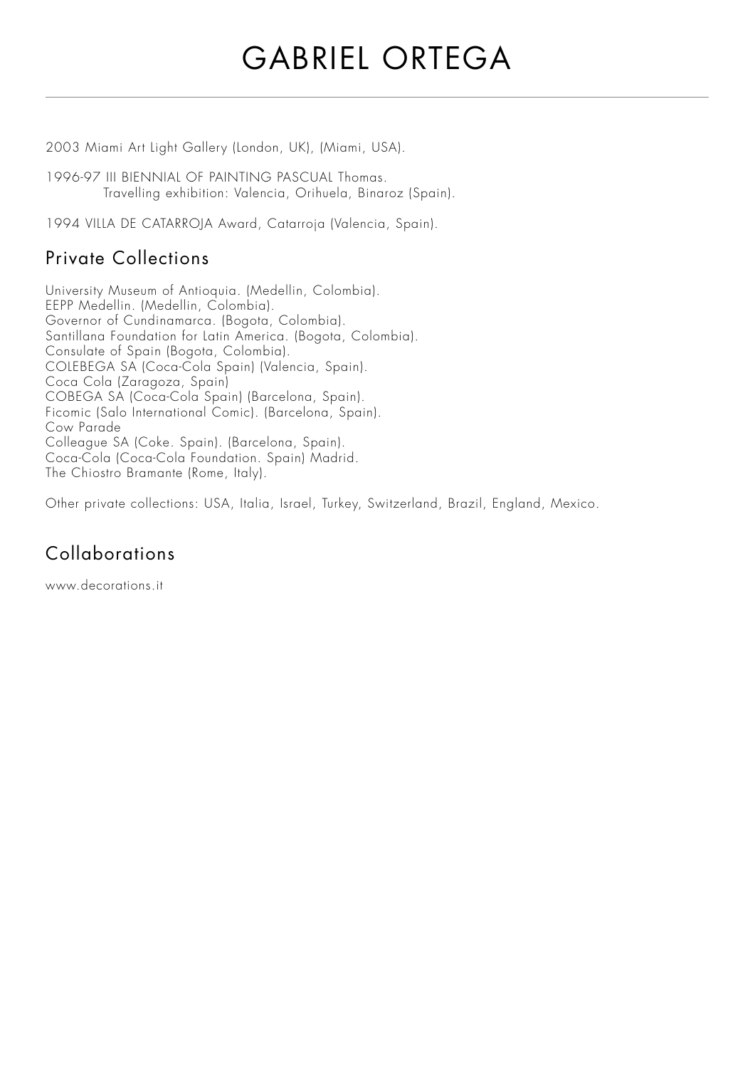# GABRIEL ORTEGA

2003 Miami Art Light Gallery (London, UK), (Miami, USA).

1996-97 III BIENNIAL OF PAINTING PASCUAL Thomas.
Travelling exhibition: Valencia, Orihuela, Binaroz (Spain).

1994 VILLA DE CATARROJA Award, Catarroja (Valencia, Spain).

## Private Collections

University Museum of Antioquia. (Medellin, Colombia).
EEPP Medellin. (Medellin, Colombia).
Governor of Cundinamarca. (Bogota, Colombia).
Santillana Foundation for Latin America. (Bogota, Colombia).
Consulate of Spain (Bogota, Colombia).
COLEBEGA SA (Coca-Cola Spain) (Valencia, Spain).
Coca Cola (Zaragoza, Spain)
COBEGA SA (Coca-Cola Spain) (Barcelona, Spain).
Ficomic (Salo International Comic). (Barcelona, Spain).
Cow Parade
Colleague SA (Coke. Spain). (Barcelona, Spain).
Coca-Cola (Coca-Cola Foundation. Spain) Madrid.
The Chiostro Bramante (Rome, Italy).

Other private collections: USA, Italia, Israel, Turkey, Switzerland, Brazil, England, Mexico.

## Collaborations

www.decorations.it